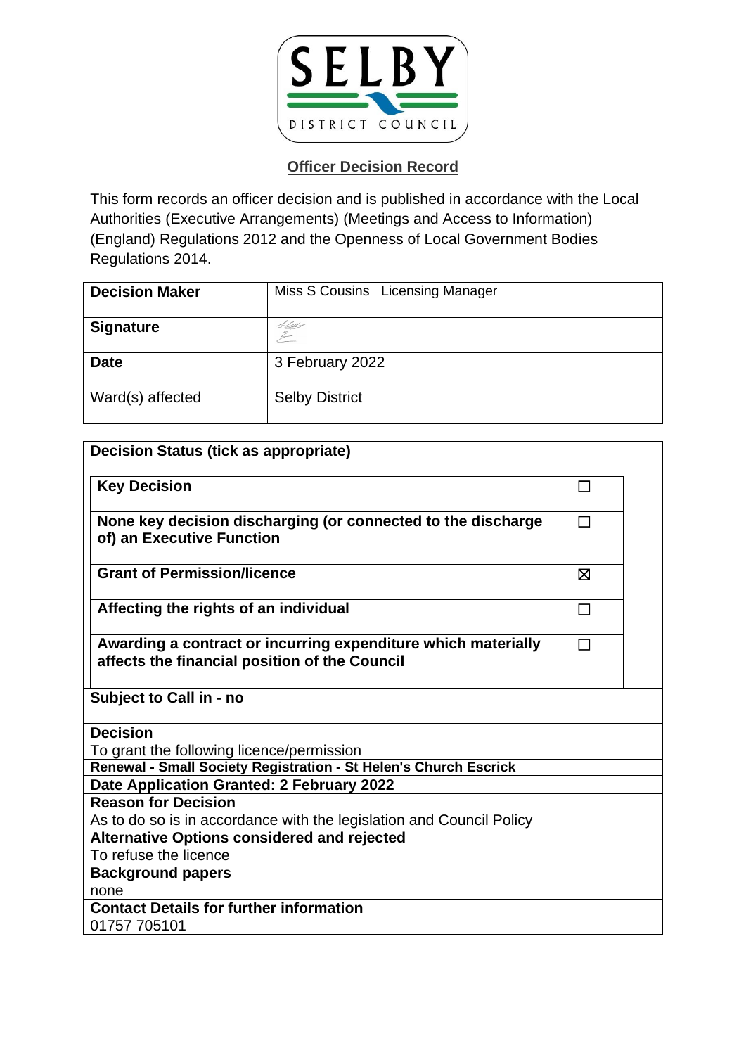SELBY DISTRICT COUNCIL

## Officer Decision Record

This form records an officer decision and is published in accordance with the Local Authorities (Executive Arrangements) (Meetings and Access to Information) (England) Regulations 2012 and the Openness of Local Government Bodies Regulations 2014.

| **Decision Maker** | Miss S Cousins   Licensing Manager |
|---|---|
| **Signature** | |
| **Date** | 3 February 2022 |
| Ward(s) affected | Selby District |

**Decision Status (tick as appropriate)**

| | |
|---|---|
| **Key Decision** | ☐ |
| **None key decision discharging (or connected to the discharge of) an Executive Function** | ☐ |
| **Grant of Permission/licence** | ☒ |
| **Affecting the rights of an individual** | ☐ |
| **Awarding a contract or incurring expenditure which materially affects the financial position of the Council** | ☐ |

**Subject to Call in - no**

**Decision**
To grant the following licence/permission

**Renewal - Small Society Registration - St Helen's Church Escrick**

**Date Application Granted: 2 February 2022**

**Reason for Decision**
As to do so is in accordance with the legislation and Council Policy

**Alternative Options considered and rejected**
To refuse the licence

**Background papers**
none

**Contact Details for further information**
01757 705101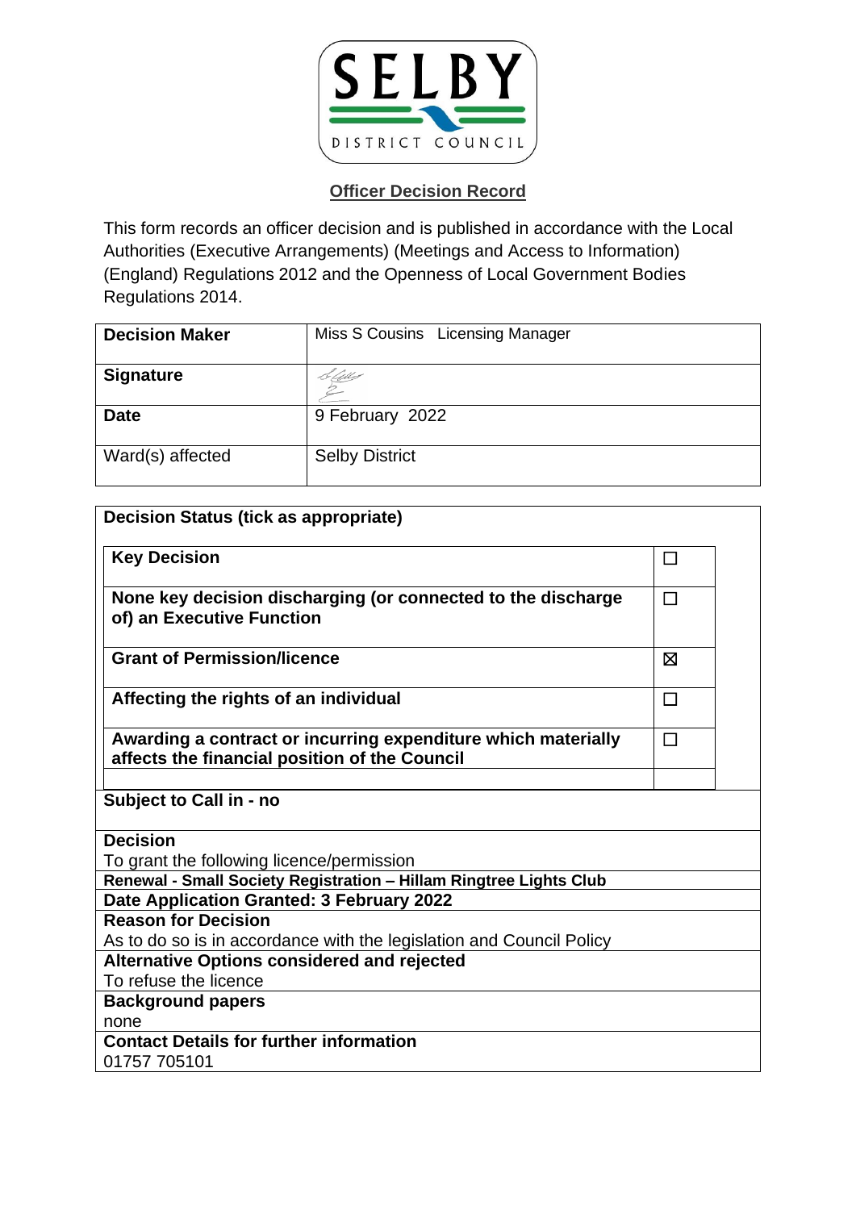SELBY DISTRICT COUNCIL

## Officer Decision Record

This form records an officer decision and is published in accordance with the Local Authorities (Executive Arrangements) (Meetings and Access to Information) (England) Regulations 2012 and the Openness of Local Government Bodies Regulations 2014.

| **Decision Maker** | Miss S Cousins Licensing Manager |
|---|---|
| **Signature** | |
| **Date** | 9 February 2022 |
| Ward(s) affected | Selby District |

| **Decision Status (tick as appropriate)** | |
|---|---|
| **Key Decision** | ☐ |
| **None key decision discharging (or connected to the discharge of) an Executive Function** | ☐ |
| **Grant of Permission/licence** | ☒ |
| **Affecting the rights of an individual** | ☐ |
| **Awarding a contract or incurring expenditure which materially affects the financial position of the Council** | ☐ |

**Subject to Call in - no**

**Decision**
To grant the following licence/permission

**Renewal - Small Society Registration – Hillam Ringtree Lights Club**

**Date Application Granted: 3 February 2022**

**Reason for Decision**
As to do so is in accordance with the legislation and Council Policy

**Alternative Options considered and rejected**
To refuse the licence

**Background papers**
none

**Contact Details for further information**
01757 705101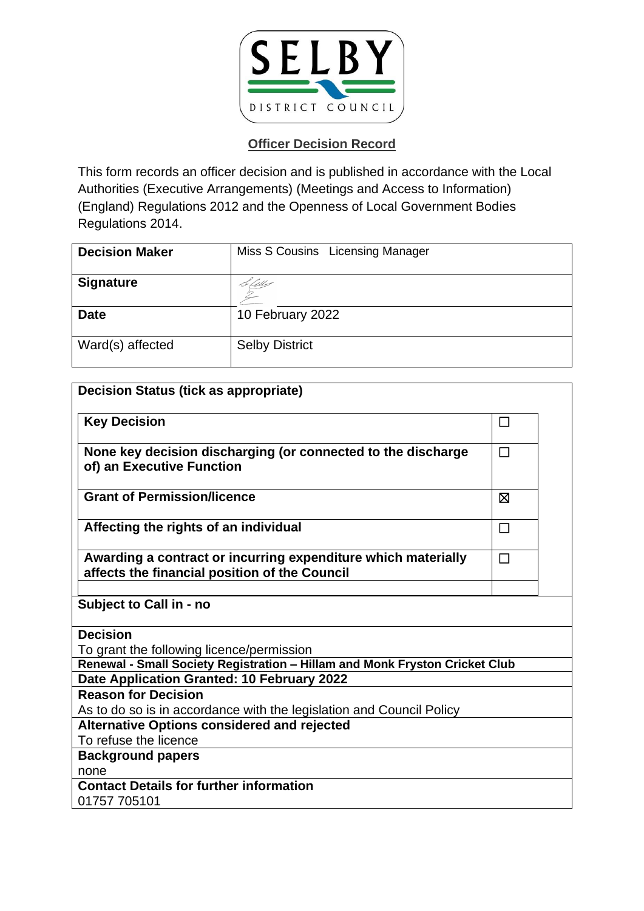SELBY

DISTRICT COUNCIL

## Officer Decision Record

This form records an officer decision and is published in accordance with the Local Authorities (Executive Arrangements) (Meetings and Access to Information) (England) Regulations 2012 and the Openness of Local Government Bodies Regulations 2014.

| **Decision Maker** | Miss S Cousins   Licensing Manager |
|---|---|
| **Signature** | |
| **Date** | 10 February 2022 |
| Ward(s) affected | Selby District |

**Decision Status (tick as appropriate)**

| | |
|---|---|
| **Key Decision** | ☐ |
| **None key decision discharging (or connected to the discharge of) an Executive Function** | ☐ |
| **Grant of Permission/licence** | ☒ |
| **Affecting the rights of an individual** | ☐ |
| **Awarding a contract or incurring expenditure which materially affects the financial position of the Council** | ☐ |
| | |

**Subject to Call in - no**

**Decision**
To grant the following licence/permission

**Renewal - Small Society Registration – Hillam and Monk Fryston Cricket Club**

**Date Application Granted: 10 February 2022**

**Reason for Decision**
As to do so is in accordance with the legislation and Council Policy

**Alternative Options considered and rejected**
To refuse the licence

**Background papers**
none

**Contact Details for further information**
01757 705101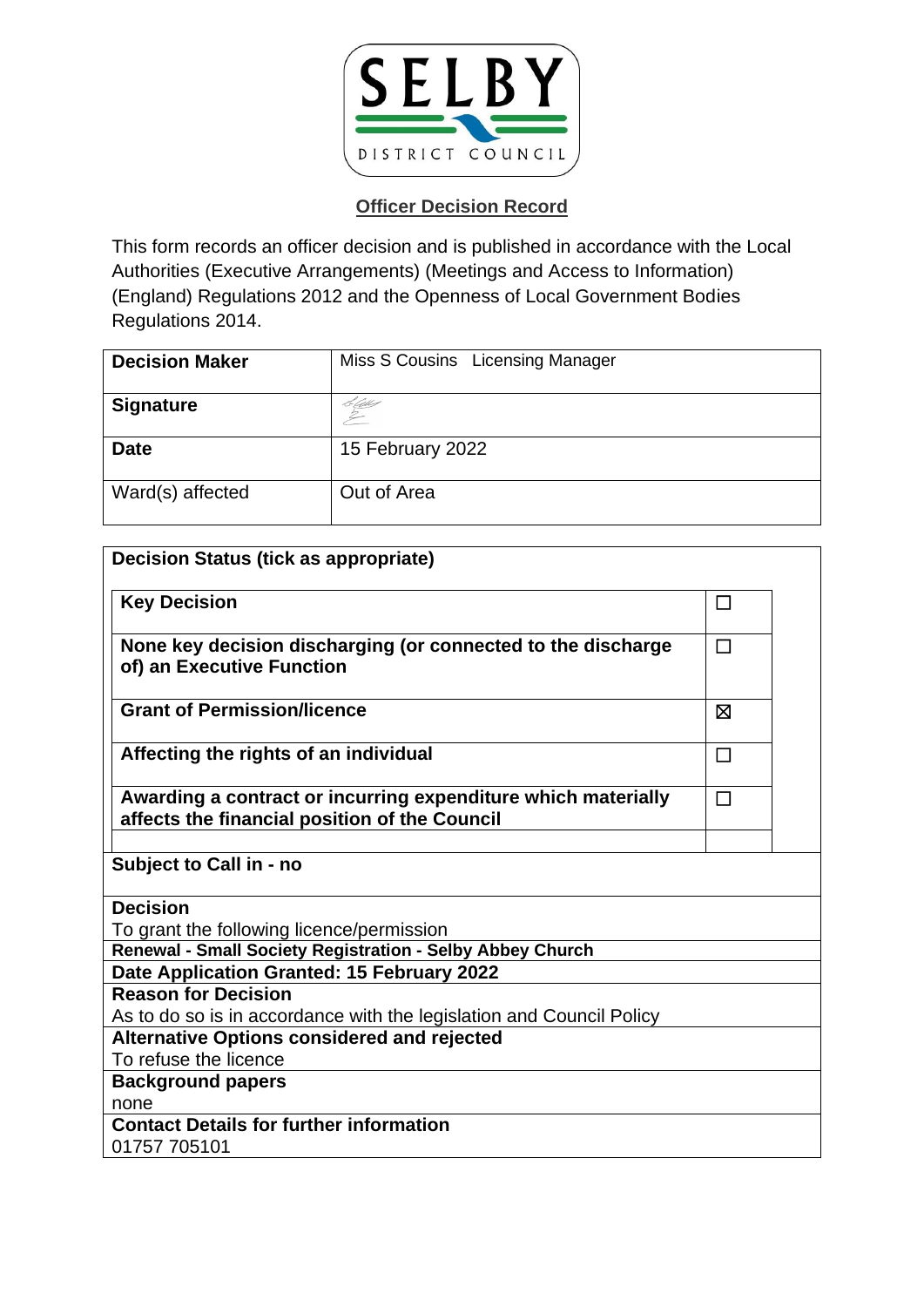SELBY
DISTRICT COUNCIL

## Officer Decision Record

This form records an officer decision and is published in accordance with the Local Authorities (Executive Arrangements) (Meetings and Access to Information) (England) Regulations 2012 and the Openness of Local Government Bodies Regulations 2014.

| | |
|---|---|
| **Decision Maker** | Miss S Cousins Licensing Manager |
| **Signature** | |
| **Date** | 15 February 2022 |
| Ward(s) affected | Out of Area |

**Decision Status (tick as appropriate)**

| | |
|---|---|
| **Key Decision** | ☐ |
| **None key decision discharging (or connected to the discharge of) an Executive Function** | ☐ |
| **Grant of Permission/licence** | ☒ |
| **Affecting the rights of an individual** | ☐ |
| **Awarding a contract or incurring expenditure which materially affects the financial position of the Council** | ☐ |

**Subject to Call in - no**

**Decision**
To grant the following licence/permission

**Renewal - Small Society Registration - Selby Abbey Church**

**Date Application Granted: 15 February 2022**

**Reason for Decision**
As to do so is in accordance with the legislation and Council Policy

**Alternative Options considered and rejected**
To refuse the licence

**Background papers**
none

**Contact Details for further information**
01757 705101